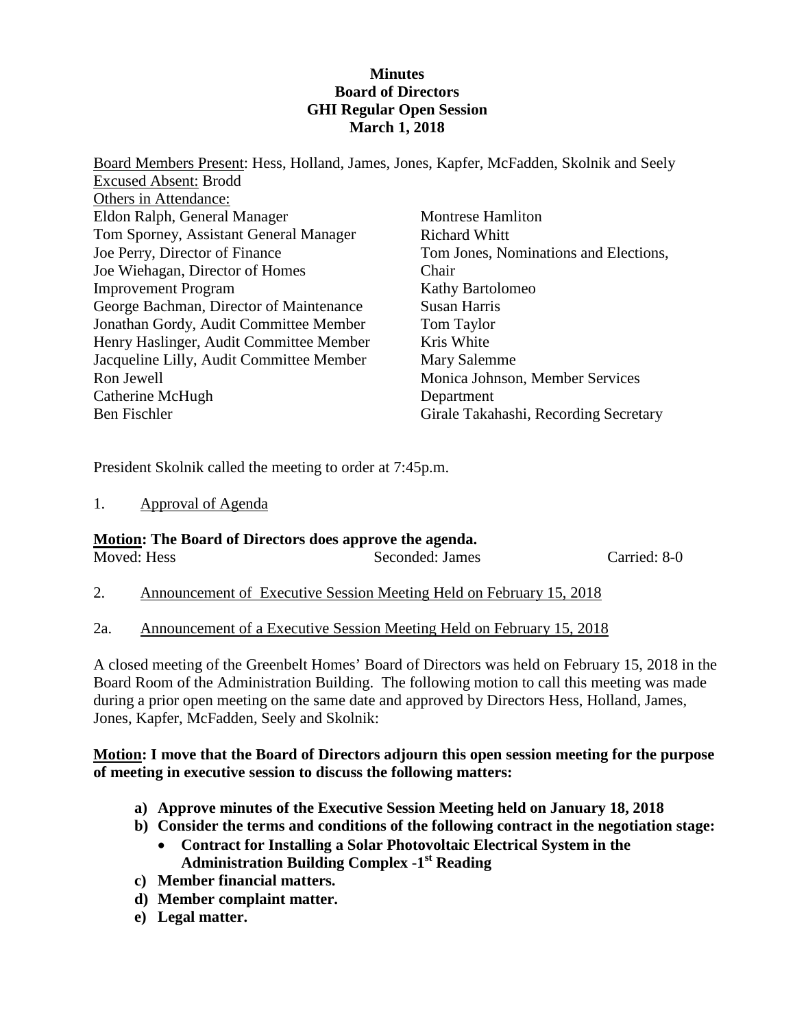**Minutes**
**Board of Directors**
**GHI Regular Open Session**
**March 1, 2018**

Board Members Present: Hess, Holland, James, Jones, Kapfer, McFadden, Skolnik and Seely
Excused Absent: Brodd
Others in Attendance:

Eldon Ralph, General Manager
Tom Sporney, Assistant General Manager
Joe Perry, Director of Finance
Joe Wiehagan, Director of Homes Improvement Program
George Bachman, Director of Maintenance
Jonathan Gordy, Audit Committee Member
Henry Haslinger, Audit Committee Member
Jacqueline Lilly, Audit Committee Member
Ron Jewell
Catherine McHugh
Ben Fischler
Montrese Hamliton
Richard Whitt
Tom Jones, Nominations and Elections, Chair
Kathy Bartolomeo
Susan Harris
Tom Taylor
Kris White
Mary Salemme
Monica Johnson, Member Services Department
Girale Takahashi, Recording Secretary

President Skolnik called the meeting to order at 7:45p.m.

1. Approval of Agenda

**Motion: The Board of Directors does approve the agenda.**

| Moved: Hess | Seconded: James | Carried: 8-0 |
|---|---|---|

2. Announcement of Executive Session Meeting Held on February 15, 2018

2a. Announcement of a Executive Session Meeting Held on February 15, 2018

A closed meeting of the Greenbelt Homes' Board of Directors was held on February 15, 2018 in the Board Room of the Administration Building. The following motion to call this meeting was made during a prior open meeting on the same date and approved by Directors Hess, Holland, James, Jones, Kapfer, McFadden, Seely and Skolnik:

**Motion: I move that the Board of Directors adjourn this open session meeting for the purpose of meeting in executive session to discuss the following matters:**

- **a) Approve minutes of the Executive Session Meeting held on January 18, 2018**
- **b) Consider the terms and conditions of the following contract in the negotiation stage:**
  - **Contract for Installing a Solar Photovoltaic Electrical System in the Administration Building Complex -1st Reading**
- **c) Member financial matters.**
- **d) Member complaint matter.**
- **e) Legal matter.**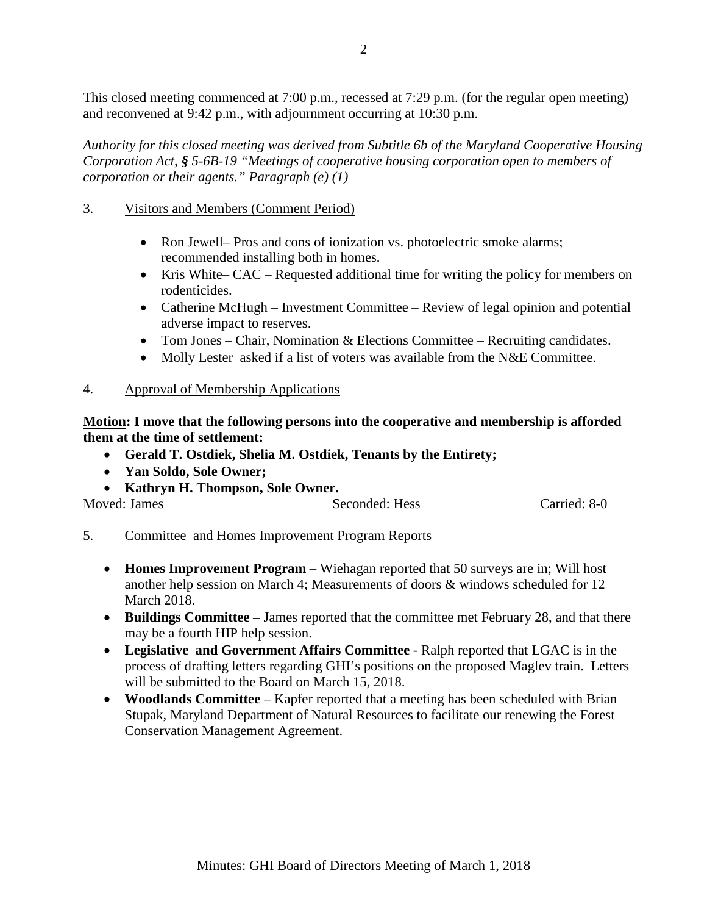This closed meeting commenced at 7:00 p.m., recessed at 7:29 p.m. (for the regular open meeting) and reconvened at 9:42 p.m., with adjournment occurring at 10:30 p.m.

*Authority for this closed meeting was derived from Subtitle 6b of the Maryland Cooperative Housing Corporation Act, § 5-6B-19 "Meetings of cooperative housing corporation open to members of corporation or their agents." Paragraph (e) (1)*

3. Visitors and Members (Comment Period)

- Ron Jewell– Pros and cons of ionization vs. photoelectric smoke alarms; recommended installing both in homes.
- Kris White– CAC – Requested additional time for writing the policy for members on rodenticides.
- Catherine McHugh – Investment Committee – Review of legal opinion and potential adverse impact to reserves.
- Tom Jones – Chair, Nomination & Elections Committee – Recruiting candidates.
- Molly Lester asked if a list of voters was available from the N&E Committee.

4. Approval of Membership Applications

**Motion: I move that the following persons into the cooperative and membership is afforded them at the time of settlement:**

- **Gerald T. Ostdiek, Shelia M. Ostdiek, Tenants by the Entirety;**
- **Yan Soldo, Sole Owner;**
- **Kathryn H. Thompson, Sole Owner.**

Moved: James Seconded: Hess Carried: 8-0

5. Committee and Homes Improvement Program Reports

- **Homes Improvement Program** – Wiehagan reported that 50 surveys are in; Will host another help session on March 4; Measurements of doors & windows scheduled for 12 March 2018.
- **Buildings Committee** – James reported that the committee met February 28, and that there may be a fourth HIP help session.
- **Legislative and Government Affairs Committee** - Ralph reported that LGAC is in the process of drafting letters regarding GHI's positions on the proposed Maglev train. Letters will be submitted to the Board on March 15, 2018.
- **Woodlands Committee** – Kapfer reported that a meeting has been scheduled with Brian Stupak, Maryland Department of Natural Resources to facilitate our renewing the Forest Conservation Management Agreement.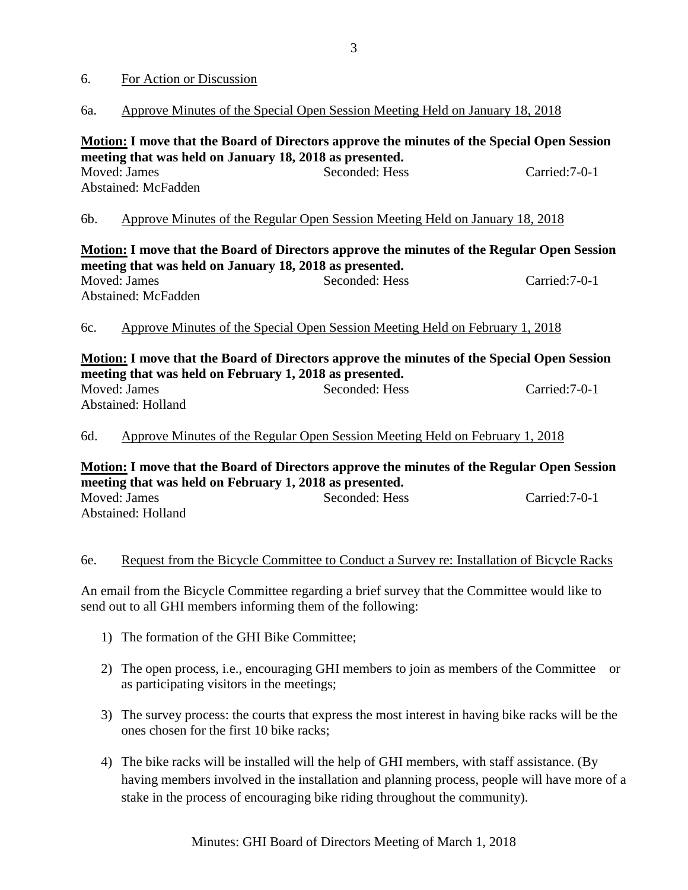## 6. For Action or Discussion

### 6a. Approve Minutes of the Special Open Session Meeting Held on January 18, 2018

**Motion: I move that the Board of Directors approve the minutes of the Special Open Session meeting that was held on January 18, 2018 as presented.**

Moved: James | Seconded: Hess | Carried:7-0-1

Abstained: McFadden

### 6b. Approve Minutes of the Regular Open Session Meeting Held on January 18, 2018

**Motion: I move that the Board of Directors approve the minutes of the Regular Open Session meeting that was held on January 18, 2018 as presented.**

Moved: James | Seconded: Hess | Carried:7-0-1

Abstained: McFadden

### 6c. Approve Minutes of the Special Open Session Meeting Held on February 1, 2018

**Motion: I move that the Board of Directors approve the minutes of the Special Open Session meeting that was held on February 1, 2018 as presented.**

Moved: James | Seconded: Hess | Carried:7-0-1

Abstained: Holland

### 6d. Approve Minutes of the Regular Open Session Meeting Held on February 1, 2018

**Motion: I move that the Board of Directors approve the minutes of the Regular Open Session meeting that was held on February 1, 2018 as presented.**

Moved: James | Seconded: Hess | Carried:7-0-1

Abstained: Holland

### 6e. Request from the Bicycle Committee to Conduct a Survey re: Installation of Bicycle Racks

An email from the Bicycle Committee regarding a brief survey that the Committee would like to send out to all GHI members informing them of the following:

1) The formation of the GHI Bike Committee;
2) The open process, i.e., encouraging GHI members to join as members of the Committee or as participating visitors in the meetings;
3) The survey process: the courts that express the most interest in having bike racks will be the ones chosen for the first 10 bike racks;
4) The bike racks will be installed will the help of GHI members, with staff assistance. (By having members involved in the installation and planning process, people will have more of a stake in the process of encouraging bike riding throughout the community).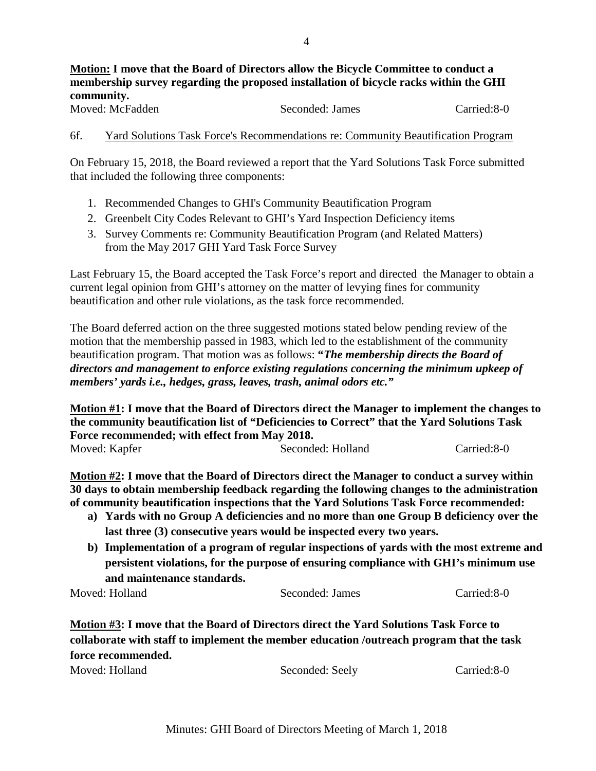**Motion: I move that the Board of Directors allow the Bicycle Committee to conduct a membership survey regarding the proposed installation of bicycle racks within the GHI community.**

Moved: McFadden        Seconded: James        Carried:8-0

6f. Yard Solutions Task Force's Recommendations re: Community Beautification Program

On February 15, 2018, the Board reviewed a report that the Yard Solutions Task Force submitted that included the following three components:

1. Recommended Changes to GHI's Community Beautification Program
2. Greenbelt City Codes Relevant to GHI's Yard Inspection Deficiency items
3. Survey Comments re: Community Beautification Program (and Related Matters) from the May 2017 GHI Yard Task Force Survey

Last February 15, the Board accepted the Task Force's report and directed the Manager to obtain a current legal opinion from GHI's attorney on the matter of levying fines for community beautification and other rule violations, as the task force recommended.

The Board deferred action on the three suggested motions stated below pending review of the motion that the membership passed in 1983, which led to the establishment of the community beautification program. That motion was as follows: **"*The membership directs the Board of directors and management to enforce existing regulations concerning the minimum upkeep of members' yards i.e., hedges, grass, leaves, trash, animal odors etc."***

**Motion #1: I move that the Board of Directors direct the Manager to implement the changes to the community beautification list of "Deficiencies to Correct" that the Yard Solutions Task Force recommended; with effect from May 2018.**

Moved: Kapfer        Seconded: Holland        Carried:8-0

**Motion #2: I move that the Board of Directors direct the Manager to conduct a survey within 30 days to obtain membership feedback regarding the following changes to the administration of community beautification inspections that the Yard Solutions Task Force recommended:**

**a) Yards with no Group A deficiencies and no more than one Group B deficiency over the last three (3) consecutive years would be inspected every two years.**

**b) Implementation of a program of regular inspections of yards with the most extreme and persistent violations, for the purpose of ensuring compliance with GHI's minimum use and maintenance standards.**

Moved: Holland        Seconded: James        Carried:8-0

**Motion #3: I move that the Board of Directors direct the Yard Solutions Task Force to collaborate with staff to implement the member education /outreach program that the task force recommended.**

Moved: Holland        Seconded: Seely        Carried:8-0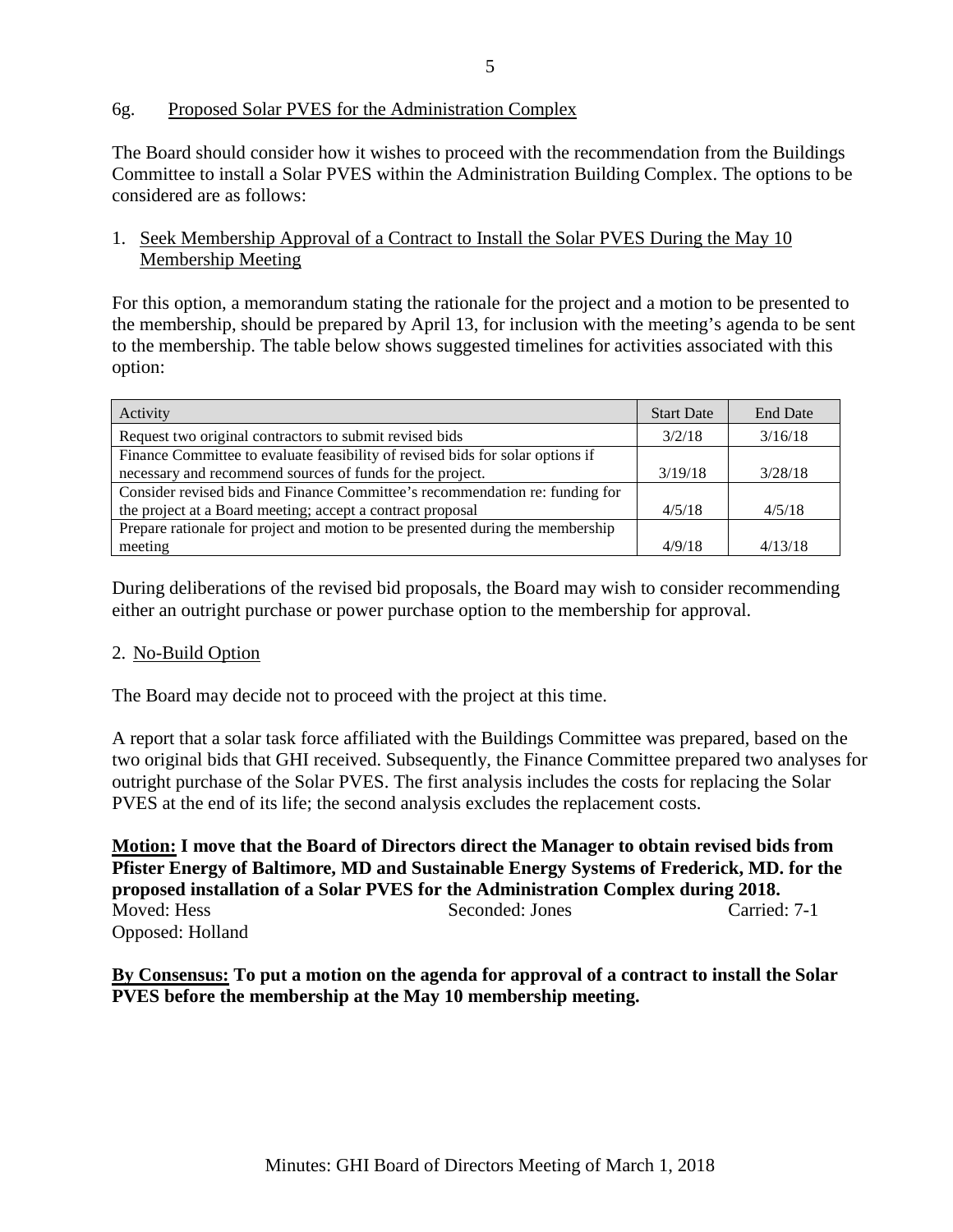## 6g. Proposed Solar PVES for the Administration Complex

The Board should consider how it wishes to proceed with the recommendation from the Buildings Committee to install a Solar PVES within the Administration Building Complex. The options to be considered are as follows:

1. Seek Membership Approval of a Contract to Install the Solar PVES During the May 10 Membership Meeting

For this option, a memorandum stating the rationale for the project and a motion to be presented to the membership, should be prepared by April 13, for inclusion with the meeting's agenda to be sent to the membership. The table below shows suggested timelines for activities associated with this option:

| Activity | Start Date | End Date |
|---|---|---|
| Request two original contractors to submit revised bids | 3/2/18 | 3/16/18 |
| Finance Committee to evaluate feasibility of revised bids for solar options if necessary and recommend sources of funds for the project. | 3/19/18 | 3/28/18 |
| Consider revised bids and Finance Committee's recommendation re: funding for the project at a Board meeting; accept a contract proposal | 4/5/18 | 4/5/18 |
| Prepare rationale for project and motion to be presented during the membership meeting | 4/9/18 | 4/13/18 |

During deliberations of the revised bid proposals, the Board may wish to consider recommending either an outright purchase or power purchase option to the membership for approval.

2. No-Build Option

The Board may decide not to proceed with the project at this time.

A report that a solar task force affiliated with the Buildings Committee was prepared, based on the two original bids that GHI received. Subsequently, the Finance Committee prepared two analyses for outright purchase of the Solar PVES. The first analysis includes the costs for replacing the Solar PVES at the end of its life; the second analysis excludes the replacement costs.

**Motion: I move that the Board of Directors direct the Manager to obtain revised bids from Pfister Energy of Baltimore, MD and Sustainable Energy Systems of Frederick, MD. for the proposed installation of a Solar PVES for the Administration Complex during 2018.**

Moved: Hess　　Seconded: Jones　　Carried: 7-1

Opposed: Holland

**By Consensus: To put a motion on the agenda for approval of a contract to install the Solar PVES before the membership at the May 10 membership meeting.**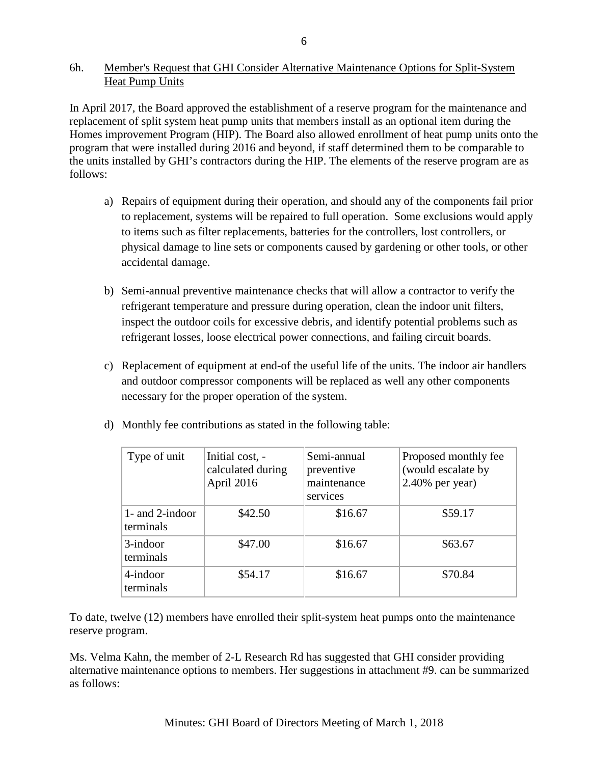6h. Member's Request that GHI Consider Alternative Maintenance Options for Split-System Heat Pump Units

In April 2017, the Board approved the establishment of a reserve program for the maintenance and replacement of split system heat pump units that members install as an optional item during the Homes improvement Program (HIP). The Board also allowed enrollment of heat pump units onto the program that were installed during 2016 and beyond, if staff determined them to be comparable to the units installed by GHI's contractors during the HIP. The elements of the reserve program are as follows:

a) Repairs of equipment during their operation, and should any of the components fail prior to replacement, systems will be repaired to full operation. Some exclusions would apply to items such as filter replacements, batteries for the controllers, lost controllers, or physical damage to line sets or components caused by gardening or other tools, or other accidental damage.

b) Semi-annual preventive maintenance checks that will allow a contractor to verify the refrigerant temperature and pressure during operation, clean the indoor unit filters, inspect the outdoor coils for excessive debris, and identify potential problems such as refrigerant losses, loose electrical power connections, and failing circuit boards.

c) Replacement of equipment at end-of the useful life of the units. The indoor air handlers and outdoor compressor components will be replaced as well any other components necessary for the proper operation of the system.

d) Monthly fee contributions as stated in the following table:

| Type of unit | Initial cost, - calculated during April 2016 | Semi-annual preventive maintenance services | Proposed monthly fee (would escalate by 2.40% per year) |
|---|---|---|---|
| 1- and 2-indoor terminals | $42.50 | $16.67 | $59.17 |
| 3-indoor terminals | $47.00 | $16.67 | $63.67 |
| 4-indoor terminals | $54.17 | $16.67 | $70.84 |

To date, twelve (12) members have enrolled their split-system heat pumps onto the maintenance reserve program.

Ms. Velma Kahn, the member of 2-L Research Rd has suggested that GHI consider providing alternative maintenance options to members. Her suggestions in attachment #9. can be summarized as follows: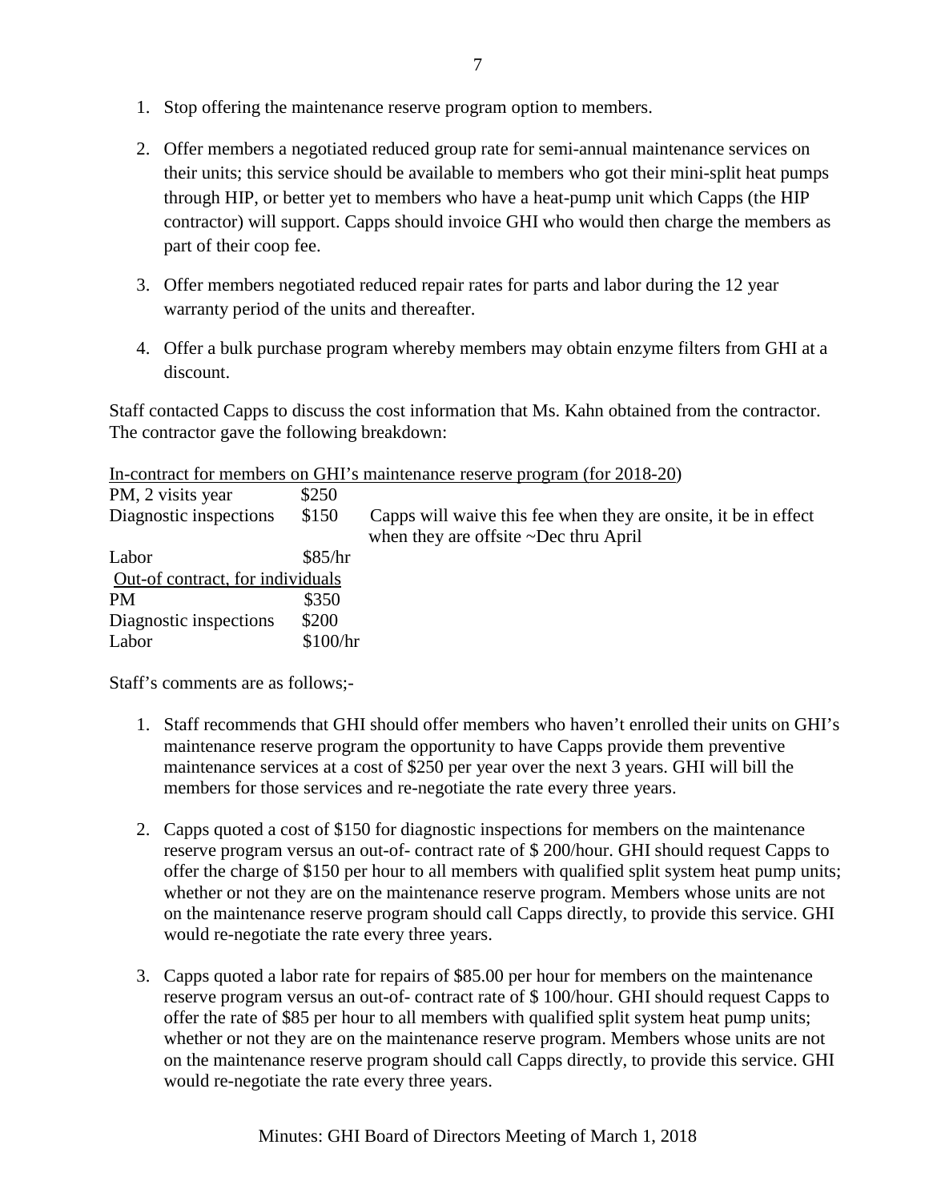1. Stop offering the maintenance reserve program option to members.

2. Offer members a negotiated reduced group rate for semi-annual maintenance services on their units; this service should be available to members who got their mini-split heat pumps through HIP, or better yet to members who have a heat-pump unit which Capps (the HIP contractor) will support. Capps should invoice GHI who would then charge the members as part of their coop fee.

3. Offer members negotiated reduced repair rates for parts and labor during the 12 year warranty period of the units and thereafter.

4. Offer a bulk purchase program whereby members may obtain enzyme filters from GHI at a discount.

Staff contacted Capps to discuss the cost information that Ms. Kahn obtained from the contractor. The contractor gave the following breakdown:

| In-contract for members on GHI's maintenance reserve program (for 2018-20) | | |
|---|---|---|
| PM, 2 visits year | \$250 | |
| Diagnostic inspections | \$150 | Capps will waive this fee when they are onsite, it be in effect when they are offsite ~Dec thru April |
| Labor | \$85/hr | |
| Out-of contract, for individuals | | |
| PM | \$350 | |
| Diagnostic inspections | \$200 | |
| Labor | \$100/hr | |

Staff's comments are as follows;-

1. Staff recommends that GHI should offer members who haven't enrolled their units on GHI's maintenance reserve program the opportunity to have Capps provide them preventive maintenance services at a cost of \$250 per year over the next 3 years. GHI will bill the members for those services and re-negotiate the rate every three years.

2. Capps quoted a cost of \$150 for diagnostic inspections for members on the maintenance reserve program versus an out-of- contract rate of \$ 200/hour. GHI should request Capps to offer the charge of \$150 per hour to all members with qualified split system heat pump units; whether or not they are on the maintenance reserve program. Members whose units are not on the maintenance reserve program should call Capps directly, to provide this service. GHI would re-negotiate the rate every three years.

3. Capps quoted a labor rate for repairs of \$85.00 per hour for members on the maintenance reserve program versus an out-of- contract rate of \$ 100/hour. GHI should request Capps to offer the rate of \$85 per hour to all members with qualified split system heat pump units; whether or not they are on the maintenance reserve program. Members whose units are not on the maintenance reserve program should call Capps directly, to provide this service. GHI would re-negotiate the rate every three years.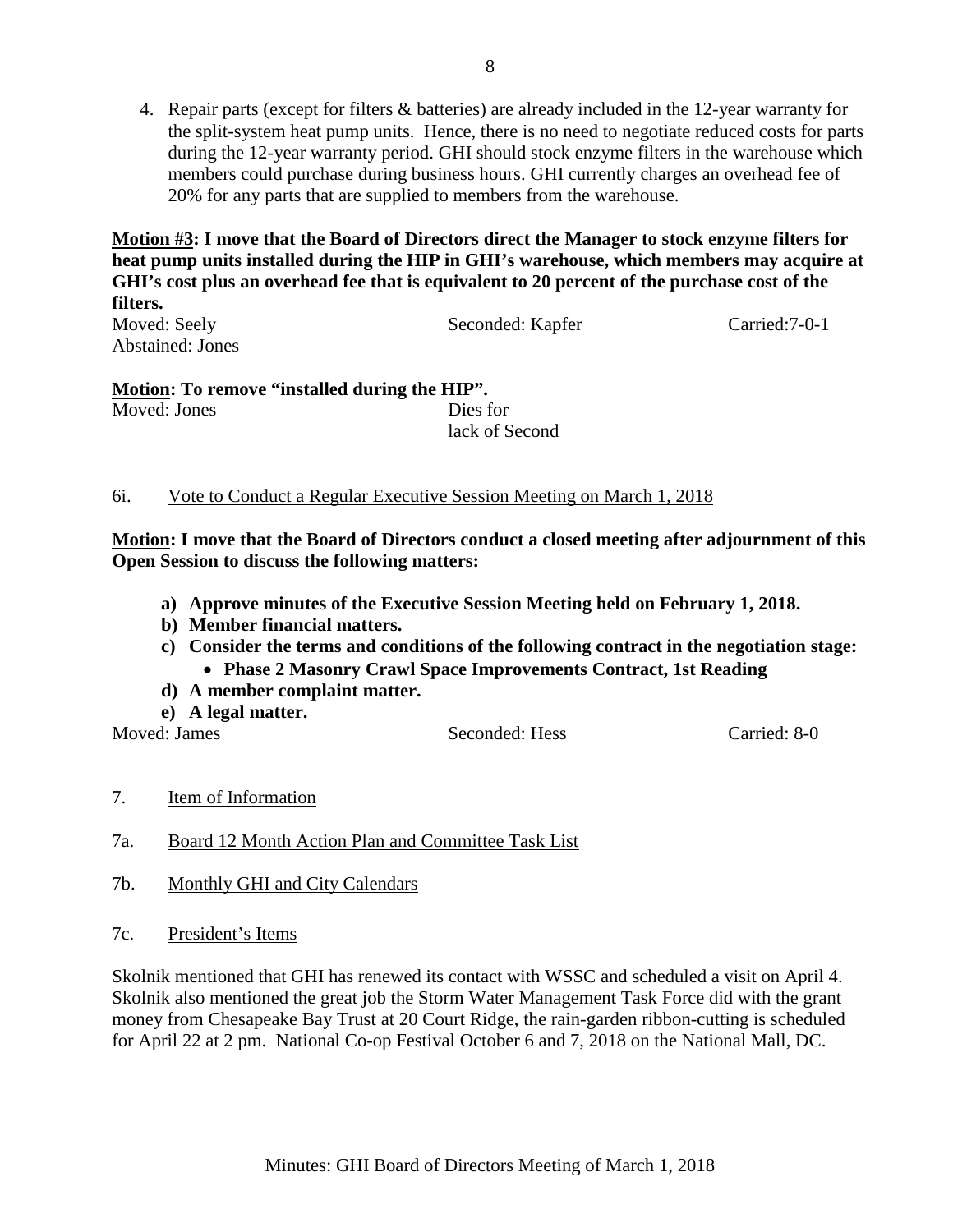4. Repair parts (except for filters & batteries) are already included in the 12-year warranty for the split-system heat pump units. Hence, there is no need to negotiate reduced costs for parts during the 12-year warranty period. GHI should stock enzyme filters in the warehouse which members could purchase during business hours. GHI currently charges an overhead fee of 20% for any parts that are supplied to members from the warehouse.

**<u>Motion #3</u>: I move that the Board of Directors direct the Manager to stock enzyme filters for heat pump units installed during the HIP in GHI's warehouse, which members may acquire at GHI's cost plus an overhead fee that is equivalent to 20 percent of the purchase cost of the filters.**

Moved: Seely  Seconded: Kapfer  Carried:7-0-1
Abstained: Jones

**<u>Motion</u>: To remove "installed during the HIP".**

Moved: Jones  Dies for lack of Second

6i. <u>Vote to Conduct a Regular Executive Session Meeting on March 1, 2018</u>

**<u>Motion</u>: I move that the Board of Directors conduct a closed meeting after adjournment of this Open Session to discuss the following matters:**

- **a) Approve minutes of the Executive Session Meeting held on February 1, 2018.**
- **b) Member financial matters.**
- **c) Consider the terms and conditions of the following contract in the negotiation stage:**
  - **Phase 2 Masonry Crawl Space Improvements Contract, 1st Reading**
- **d) A member complaint matter.**
- **e) A legal matter.**

Moved: James  Seconded: Hess  Carried: 8-0

7. <u>Item of Information</u>

7a. <u>Board 12 Month Action Plan and Committee Task List</u>

7b. <u>Monthly GHI and City Calendars</u>

7c. <u>President's Items</u>

Skolnik mentioned that GHI has renewed its contact with WSSC and scheduled a visit on April 4. Skolnik also mentioned the great job the Storm Water Management Task Force did with the grant money from Chesapeake Bay Trust at 20 Court Ridge, the rain-garden ribbon-cutting is scheduled for April 22 at 2 pm. National Co-op Festival October 6 and 7, 2018 on the National Mall, DC.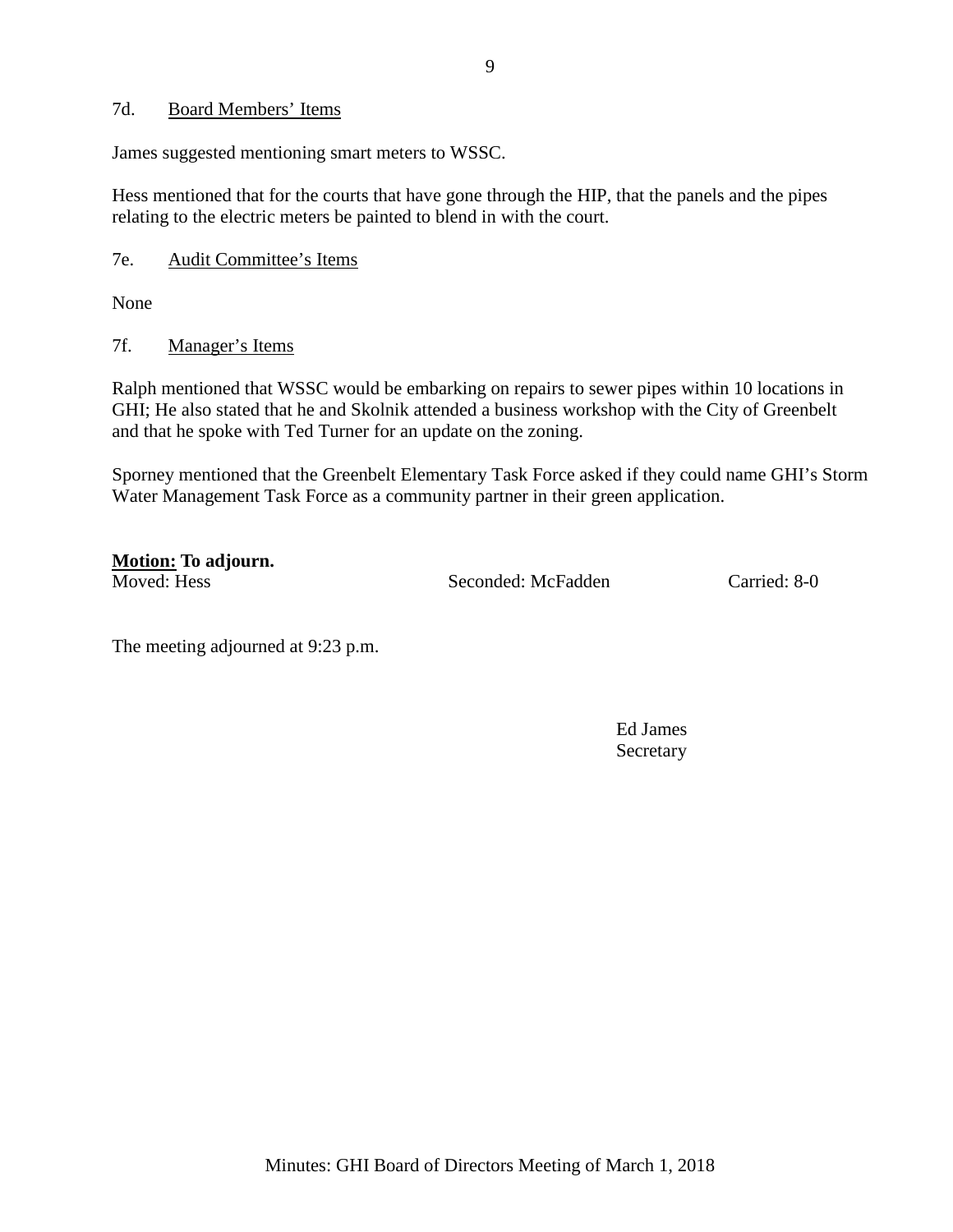7d. Board Members' Items

James suggested mentioning smart meters to WSSC.

Hess mentioned that for the courts that have gone through the HIP, that the panels and the pipes relating to the electric meters be painted to blend in with the court.

7e. Audit Committee's Items

None

7f. Manager's Items

Ralph mentioned that WSSC would be embarking on repairs to sewer pipes within 10 locations in GHI; He also stated that he and Skolnik attended a business workshop with the City of Greenbelt and that he spoke with Ted Turner for an update on the zoning.

Sporney mentioned that the Greenbelt Elementary Task Force asked if they could name GHI's Storm Water Management Task Force as a community partner in their green application.

**Motion: To adjourn.**
Moved: Hess Seconded: McFadden Carried: 8-0

The meeting adjourned at 9:23 p.m.

Ed James
Secretary

Minutes: GHI Board of Directors Meeting of March 1, 2018